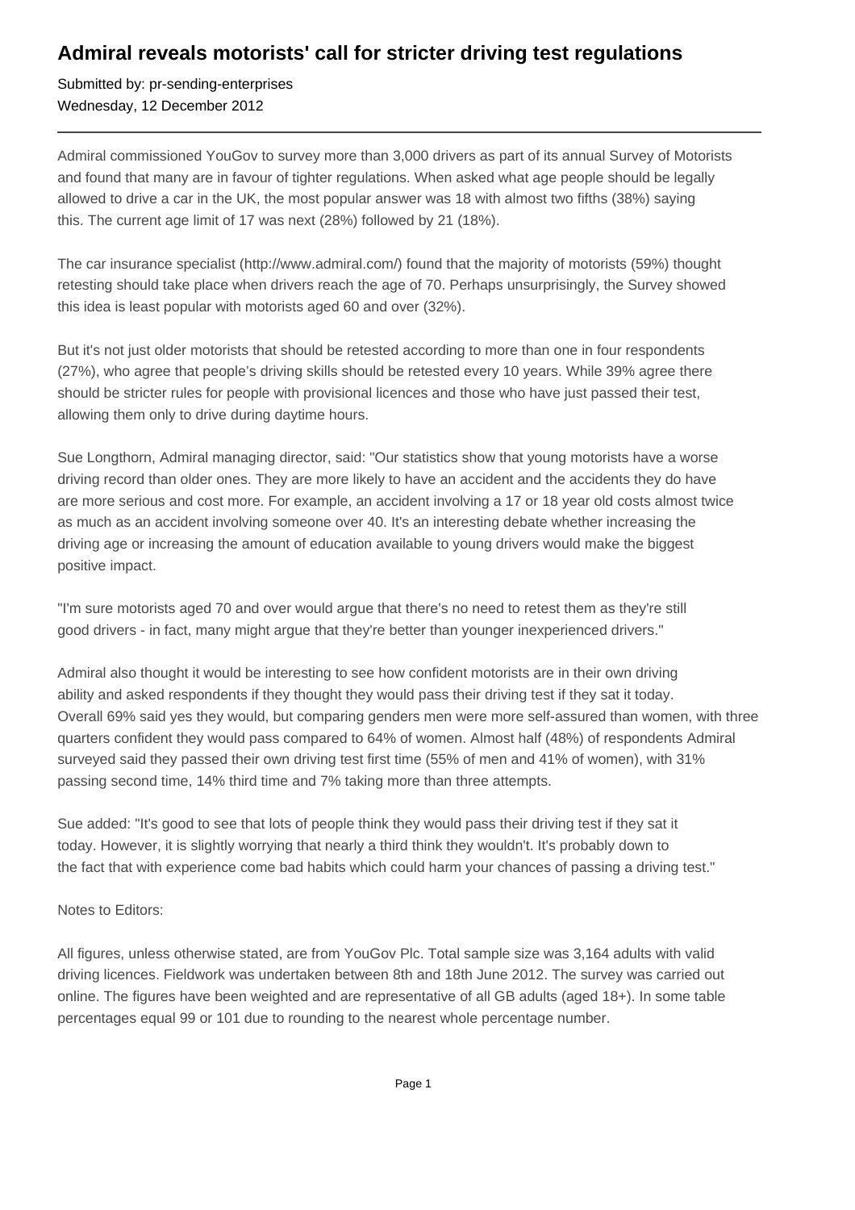# Admiral reveals motorists' call for stricter driving test regulations

Submitted by: pr-sending-enterprises
Wednesday, 12 December 2012

Admiral commissioned YouGov to survey more than 3,000 drivers as part of its annual Survey of Motorists and found that many are in favour of tighter regulations. When asked what age people should be legally allowed to drive a car in the UK, the most popular answer was 18 with almost two fifths (38%) saying this. The current age limit of 17 was next (28%) followed by 21 (18%).

The car insurance specialist (http://www.admiral.com/) found that the majority of motorists (59%) thought retesting should take place when drivers reach the age of 70. Perhaps unsurprisingly, the Survey showed this idea is least popular with motorists aged 60 and over (32%).

But it's not just older motorists that should be retested according to more than one in four respondents (27%), who agree that people's driving skills should be retested every 10 years. While 39% agree there should be stricter rules for people with provisional licences and those who have just passed their test, allowing them only to drive during daytime hours.

Sue Longthorn, Admiral managing director, said: "Our statistics show that young motorists have a worse driving record than older ones. They are more likely to have an accident and the accidents they do have are more serious and cost more. For example, an accident involving a 17 or 18 year old costs almost twice as much as an accident involving someone over 40. It's an interesting debate whether increasing the driving age or increasing the amount of education available to young drivers would make the biggest positive impact.

"I'm sure motorists aged 70 and over would argue that there's no need to retest them as they're still good drivers - in fact, many might argue that they're better than younger inexperienced drivers."

Admiral also thought it would be interesting to see how confident motorists are in their own driving ability and asked respondents if they thought they would pass their driving test if they sat it today. Overall 69% said yes they would, but comparing genders men were more self-assured than women, with three quarters confident they would pass compared to 64% of women. Almost half (48%) of respondents Admiral surveyed said they passed their own driving test first time (55% of men and 41% of women), with 31% passing second time, 14% third time and 7% taking more than three attempts.

Sue added: "It's good to see that lots of people think they would pass their driving test if they sat it today. However, it is slightly worrying that nearly a third think they wouldn't. It's probably down to the fact that with experience come bad habits which could harm your chances of passing a driving test."

Notes to Editors:

All figures, unless otherwise stated, are from YouGov Plc. Total sample size was 3,164 adults with valid driving licences. Fieldwork was undertaken between 8th and 18th June 2012. The survey was carried out online. The figures have been weighted and are representative of all GB adults (aged 18+). In some table percentages equal 99 or 101 due to rounding to the nearest whole percentage number.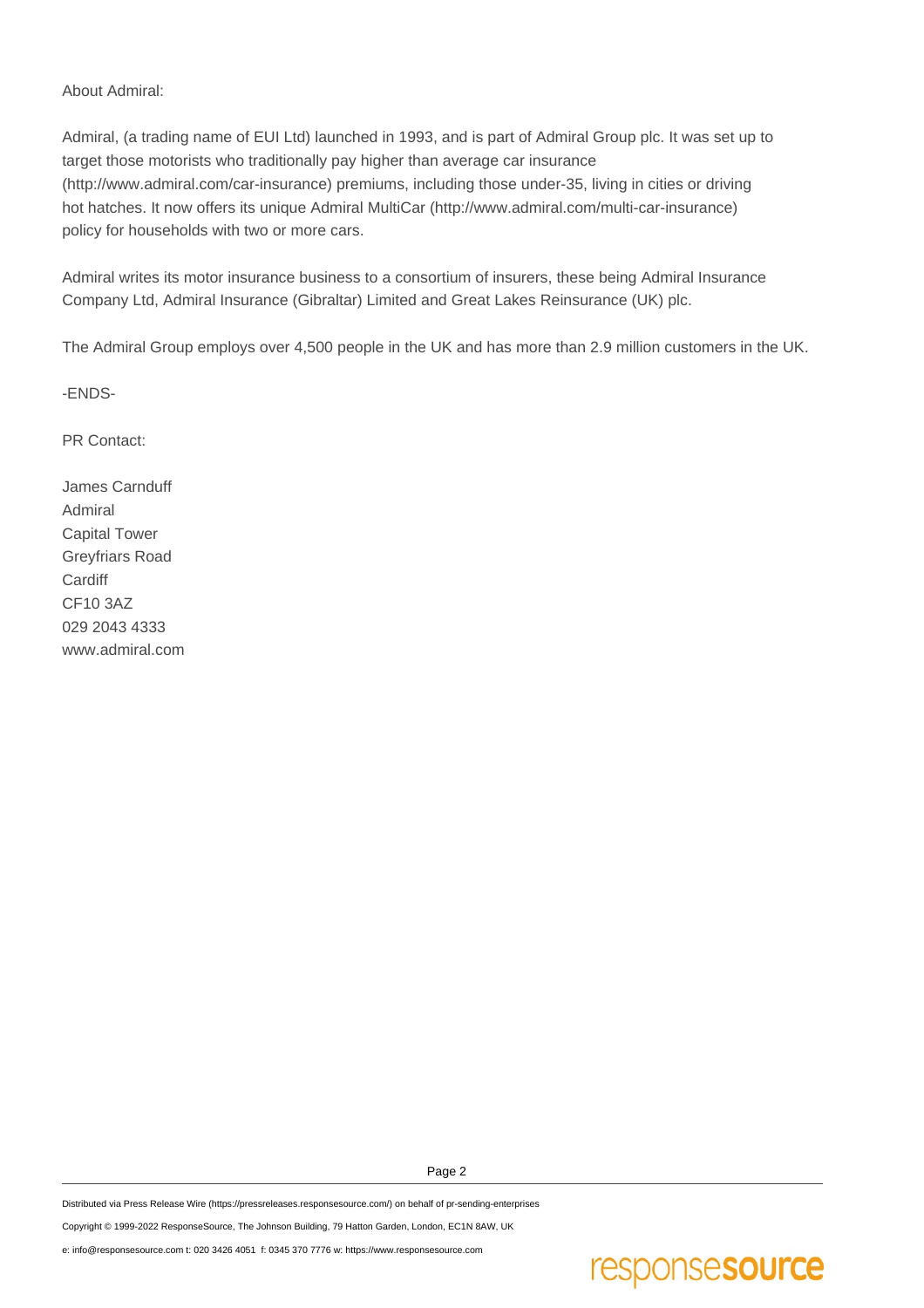About Admiral:

Admiral, (a trading name of EUI Ltd) launched in 1993, and is part of Admiral Group plc. It was set up to target those motorists who traditionally pay higher than average car insurance (http://www.admiral.com/car-insurance) premiums, including those under-35, living in cities or driving hot hatches. It now offers its unique Admiral MultiCar (http://www.admiral.com/multi-car-insurance) policy for households with two or more cars.

Admiral writes its motor insurance business to a consortium of insurers, these being Admiral Insurance Company Ltd, Admiral Insurance (Gibraltar) Limited and Great Lakes Reinsurance (UK) plc.

The Admiral Group employs over 4,500 people in the UK and has more than 2.9 million customers in the UK.

-ENDS-

PR Contact:

James Carnduff  
Admiral  
Capital Tower  
Greyfriars Road  
Cardiff  
CF10 3AZ  
029 2043 4333  
www.admiral.com